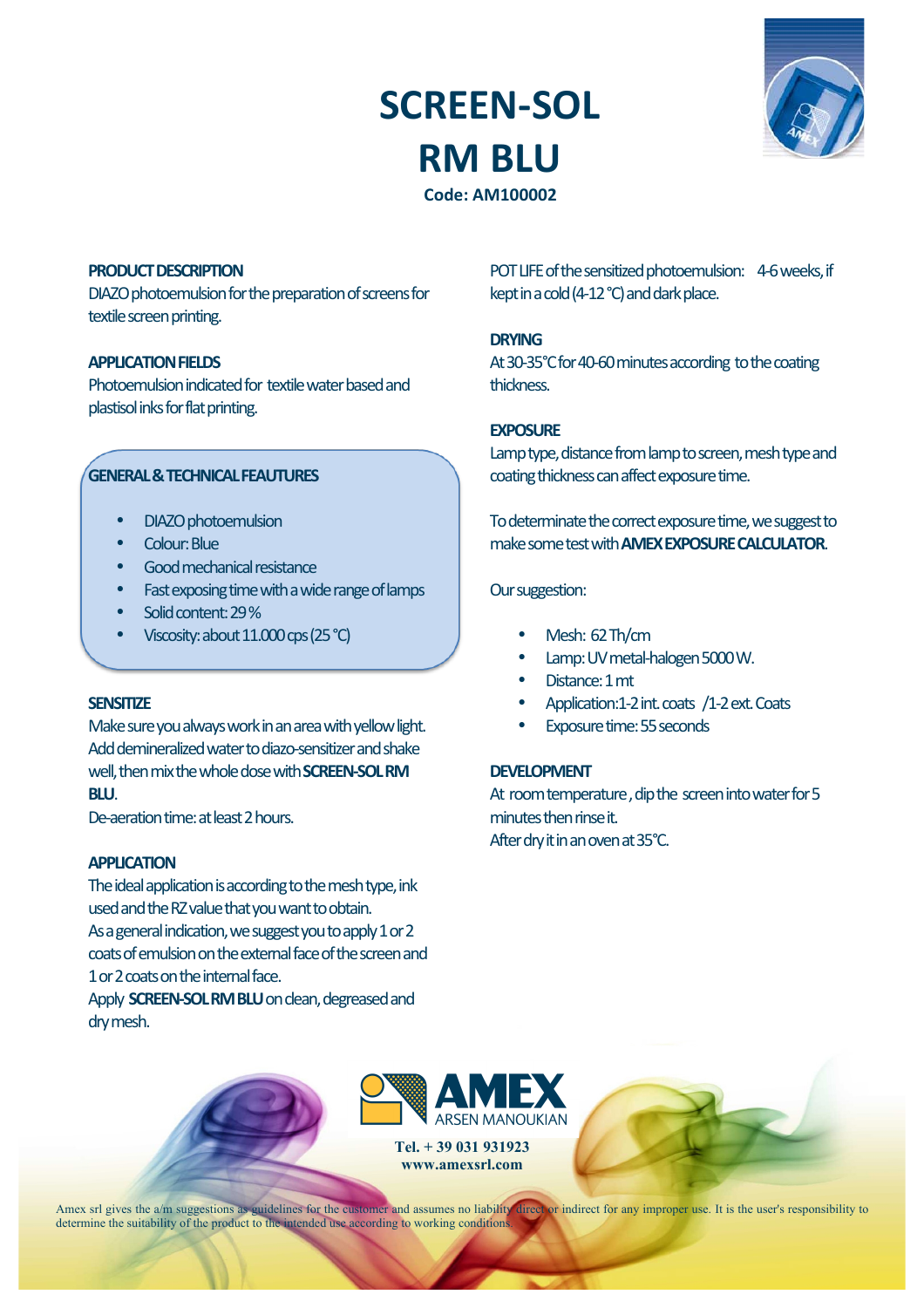# SCREEN-SOL RM BLU

**Code: AM100002**

## PRODUCT DESCRIPTION

DIAZO photoemulsion for the preparation of screens for textile screen printing.

## APPLICATION FIELDS

Photoemulsion indicated for textile water based and plastisol inks for flat printing.

## GENERAL & TECHNICAL FEAUTURES

- DIAZO photoemulsion
- Colour: Blue
- Good mechanical resistance
- Fast exposing time with a wide range of lamps
- Solid content: 29 %
- Viscosity: about 11.000 cps (25 °C)

## SENSITIZE

Make sure you always work in an area with yellow light. Add demineralized water to diazo-sensitizer and shake well, then mix the whole dose with **SCREEN-SOL RM BLU**.

De-aeration time: at least 2 hours.

## APPLICATION

The ideal application is according to the mesh type, ink used and the RZ value that you want to obtain.

As a general indication, we suggest you to apply 1 or 2 coats of emulsion on the external face of the screen and 1 or 2 coats on the internal face.

Apply **SCREEN-SOL RM BLU** on clean, degreased and dry mesh.

POT LIFE of the sensitized photoemulsion: 4-6 weeks, if kept in a cold (4-12 °C) and dark place.

## DRYING

At 30-35°C for 40-60 minutes according to the coating thickness.

## EXPOSURE

Lamp type, distance from lamp to screen, mesh type and coating thickness can affect exposure time.

To determinate the correct exposure time, we suggest to make some test with **AMEX EXPOSURE CALCULATOR**.

Our suggestion:

- Mesh: 62 Th/cm
- Lamp: UV metal-halogen 5000 W.
- Distance: 1 mt
- Application:1-2 int. coats /1-2 ext. Coats
- Exposure time: 55 seconds

## DEVELOPMENT

At room temperature , dip the screen into water for 5 minutes then rinse it.

After dry it in an oven at 35°C.

AMEX ARSEN MANOUKIAN

Tel. + 39 031 931923
www.amexsrl.com

Amex srl gives the a/m suggestions as guidelines for the customer and assumes no liability direct or indirect for any improper use. It is the user's responsibility to determine the suitability of the product to the intended use according to working conditions.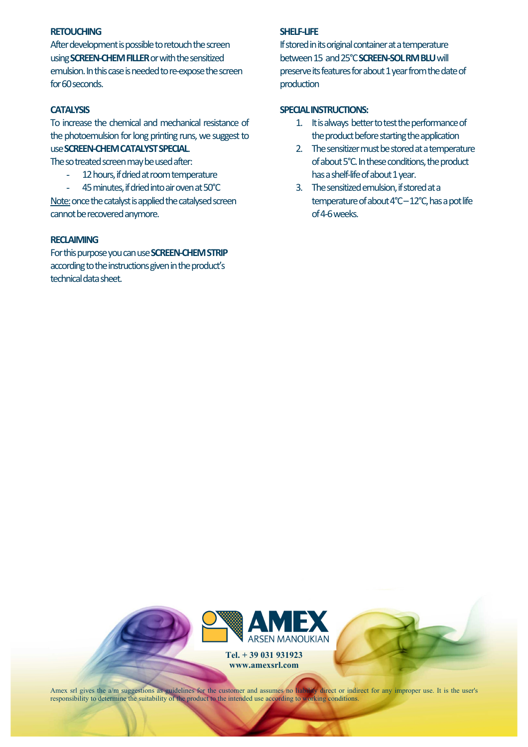## RETOUCHING

After development is possible to retouch the screen using **SCREEN-CHEM FILLER** or with the sensitized emulsion. In this case is needed to re-expose the screen for 60 seconds.

## CATALYSIS

To increase the chemical and mechanical resistance of the photoemulsion for long printing runs, we suggest to use **SCREEN-CHEM CATALYST SPECIAL**.

The so treated screen may be used after:

- 12 hours, if dried at room temperature
- 45 minutes, if dried into air oven at 50°C

Note: once the catalyst is applied the catalysed screen cannot be recovered anymore.

## RECLAIMING

For this purpose you can use **SCREEN-CHEM STRIP** according to the instructions given in the product's technical data sheet.

## SHELF-LIFE

If stored in its original container at a temperature between 15 and 25°C **SCREEN-SOL RM BLU** will preserve its features for about 1 year from the date of production

## SPECIAL INSTRUCTIONS:

1. It is always better to test the performance of the product before starting the application
2. The sensitizer must be stored at a temperature of about 5°C. In these conditions, the product has a shelf-life of about 1 year.
3. The sensitized emulsion, if stored at a temperature of about 4°C – 12°C, has a pot life of 4-6 weeks.

AMEX
ARSEN MANOUKIAN

Tel. + 39 031 931923
www.amexsrl.com

Amex srl gives the a/m suggestions as guidelines for the customer and assumes no liability direct or indirect for any improper use. It is the user's responsibility to determine the suitability of the product to the intended use according to working conditions.